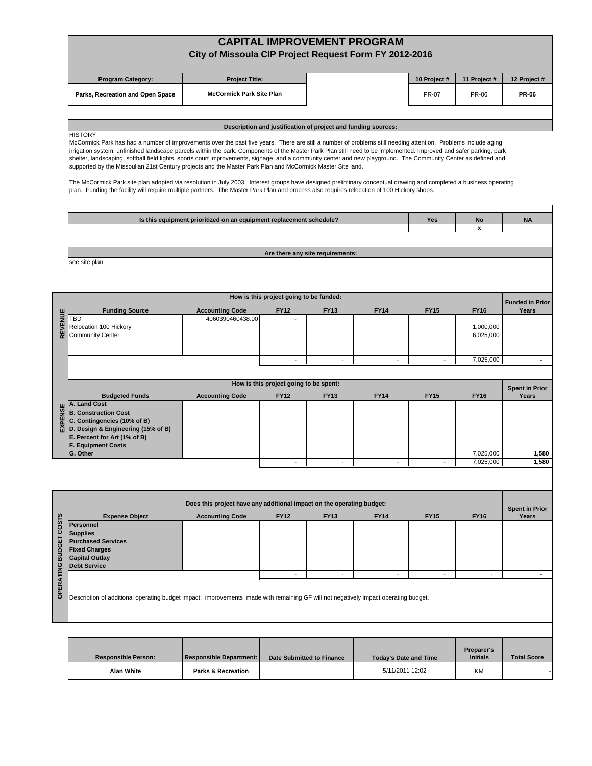# CAPITAL IMPROVEMENT PROGRAM

## City of Missoula CIP Project Request Form FY 2012-2016

| Program Category: | Project Title: | | 10 Project # | 11 Project # | 12 Project # |
|---|---|---|---|---|---|
| Parks, Recreation and Open Space | McCormick Park Site Plan | | PR-07 | PR-06 | **PR-06** |

**Description and justification of project and funding sources:**

HISTORY
McCormick Park has had a number of improvements over the past five years. There are still a number of problems still needing attention. Problems include aging irrigation system, unfinished landscape parcels within the park. Components of the Master Park Plan still need to be implemented. Improved and safer parking, park shelter, landscaping, softball field lights, sports court improvements, signage, and a community center and new playground. The Community Center as defined and supported by the Missoulian 21st Century projects and the Master Park Plan and McCormick Master Site land.

The McCormick Park site plan adopted via resolution in July 2003. Interest groups have designed preliminary conceptual drawing and completed a business operating plan. Funding the facility will require multiple partners. The Master Park Plan and process also requires relocation of 100 Hickory shops.

| Is this equipment prioritized on an equipment replacement schedule? | Yes | No | NA |
|---|---|---|---|
| | | x | |

**Are there any site requirements:**

see site plan

### REVENUE

**How is this project going to be funded:**

| Funding Source | Accounting Code | FY12 | FY13 | FY14 | FY15 | FY16 | Funded in Prior Years |
|---|---|---|---|---|---|---|---|
| TBD | 4060390460438.00 | - | | | | | |
| Relocation 100 Hickory | | | | | | 1,000,000 | |
| Community Center | | | | | | 6,025,000 | |
| | | - | - | - | - | 7,025,000 | - |

### EXPENSE

**How is this project going to be spent:**

| Budgeted Funds | Accounting Code | FY12 | FY13 | FY14 | FY15 | FY16 | Spent in Prior Years |
|---|---|---|---|---|---|---|---|
| A. Land Cost | | | | | | | |
| B. Construction Cost | | | | | | | |
| C. Contingencies (10% of B) | | | | | | | |
| D. Design & Engineering (15% of B) | | | | | | | |
| E. Percent for Art (1% of B) | | | | | | | |
| F. Equipment Costs | | | | | | | |
| G. Other | | | | | | 7,025,000 | 1,580 |
| | | - | - | - | - | 7,025,000 | 1,580 |

### OPERATING BUDGET COSTS

**Does this project have any additional impact on the operating budget:**

| Expense Object | Accounting Code | FY12 | FY13 | FY14 | FY15 | FY16 | Spent in Prior Years |
|---|---|---|---|---|---|---|---|
| Personnel | | | | | | | |
| Supplies | | | | | | | |
| Purchased Services | | | | | | | |
| Fixed Charges | | | | | | | |
| Capital Outlay | | | | | | | |
| Debt Service | | | | | | | |
| | | - | - | - | - | - | - |

Description of additional operating budget impact: improvements made with remaining GF will not negatively impact operating budget.

| Responsible Person: | Responsible Department: | Date Submitted to Finance | Today's Date and Time | Preparer's Initials | Total Score |
|---|---|---|---|---|---|
| Alan White | Parks & Recreation | | 5/11/2011 12:02 | KM | - |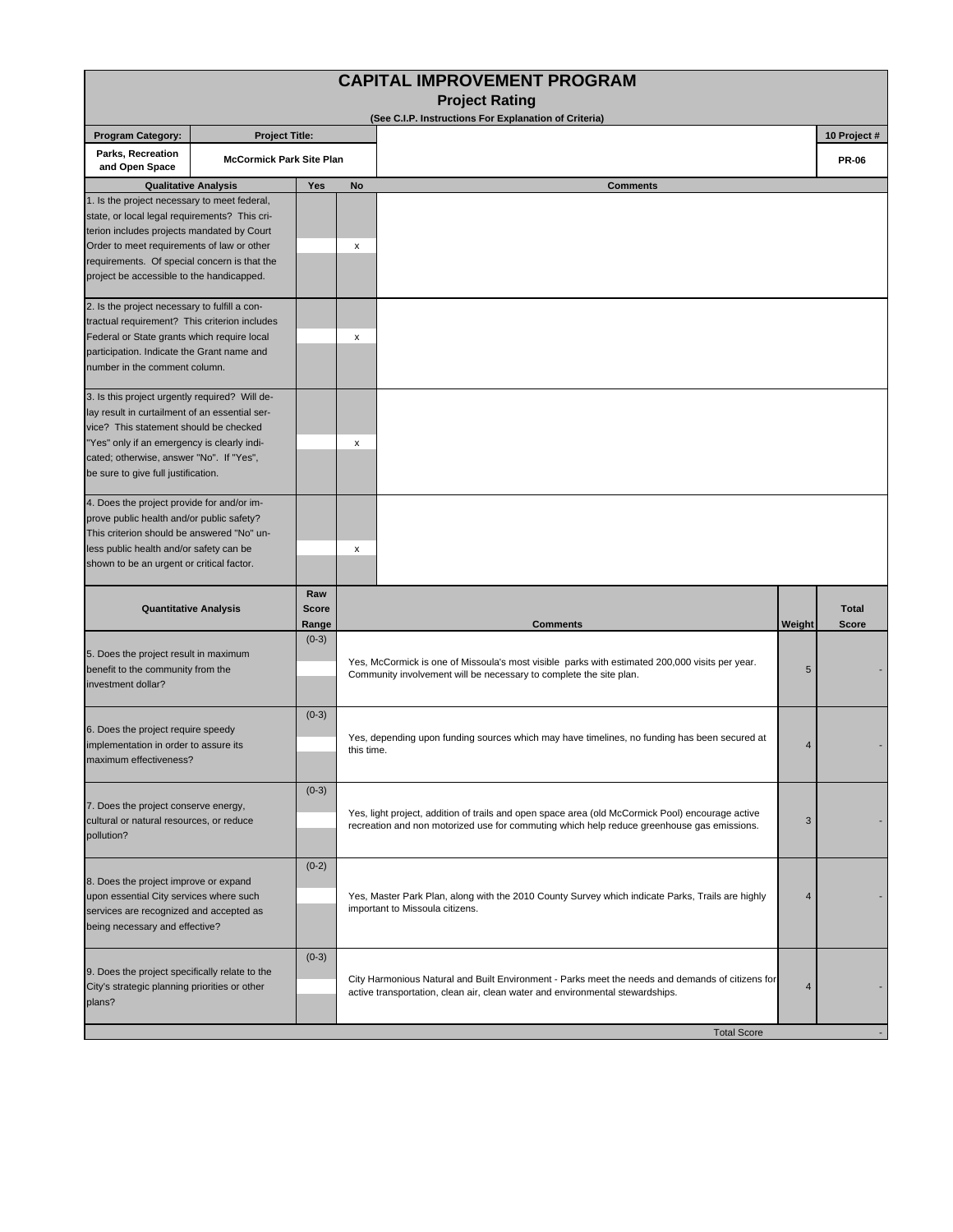# CAPITAL IMPROVEMENT PROGRAM

## Project Rating

(See C.I.P. Instructions For Explanation of Criteria)

| Program Category: | Project Title: | 10 Project # |
|---|---|---|
| Parks, Recreation and Open Space | McCormick Park Site Plan | PR-06 |

| Qualitative Analysis | Yes | No | Comments |
|---|---|---|---|
| 1. Is the project necessary to meet federal, state, or local legal requirements? This criterion includes projects mandated by Court Order to meet requirements of law or other requirements. Of special concern is that the project be accessible to the handicapped. | | x | |
| 2. Is the project necessary to fulfill a contractual requirement? This criterion includes Federal or State grants which require local participation. Indicate the Grant name and number in the comment column. | | x | |
| 3. Is this project urgently required? Will delay result in curtailment of an essential service? This statement should be checked "Yes" only if an emergency is clearly indicated; otherwise, answer "No". If "Yes", be sure to give full justification. | | x | |
| 4. Does the project provide for and/or improve public health and/or public safety? This criterion should be answered "No" unless public health and/or safety can be shown to be an urgent or critical factor. | | x | |

| Quantitative Analysis | Raw Score Range | Comments | Weight | Total Score |
|---|---|---|---|---|
| 5. Does the project result in maximum benefit to the community from the investment dollar? | (0-3) | Yes, McCormick is one of Missoula's most visible parks with estimated 200,000 visits per year. Community involvement will be necessary to complete the site plan. | 5 | - |
| 6. Does the project require speedy implementation in order to assure its maximum effectiveness? | (0-3) | Yes, depending upon funding sources which may have timelines, no funding has been secured at this time. | 4 | - |
| 7. Does the project conserve energy, cultural or natural resources, or reduce pollution? | (0-3) | Yes, light project, addition of trails and open space area (old McCormick Pool) encourage active recreation and non motorized use for commuting which help reduce greenhouse gas emissions. | 3 | - |
| 8. Does the project improve or expand upon essential City services where such services are recognized and accepted as being necessary and effective? | (0-2) | Yes, Master Park Plan, along with the 2010 County Survey which indicate Parks, Trails are highly important to Missoula citizens. | 4 | - |
| 9. Does the project specifically relate to the City's strategic planning priorities or other plans? | (0-3) | City Harmonious Natural and Built Environment - Parks meet the needs and demands of citizens for active transportation, clean air, clean water and environmental stewardships. | 4 | - |
| | | Total Score | | - |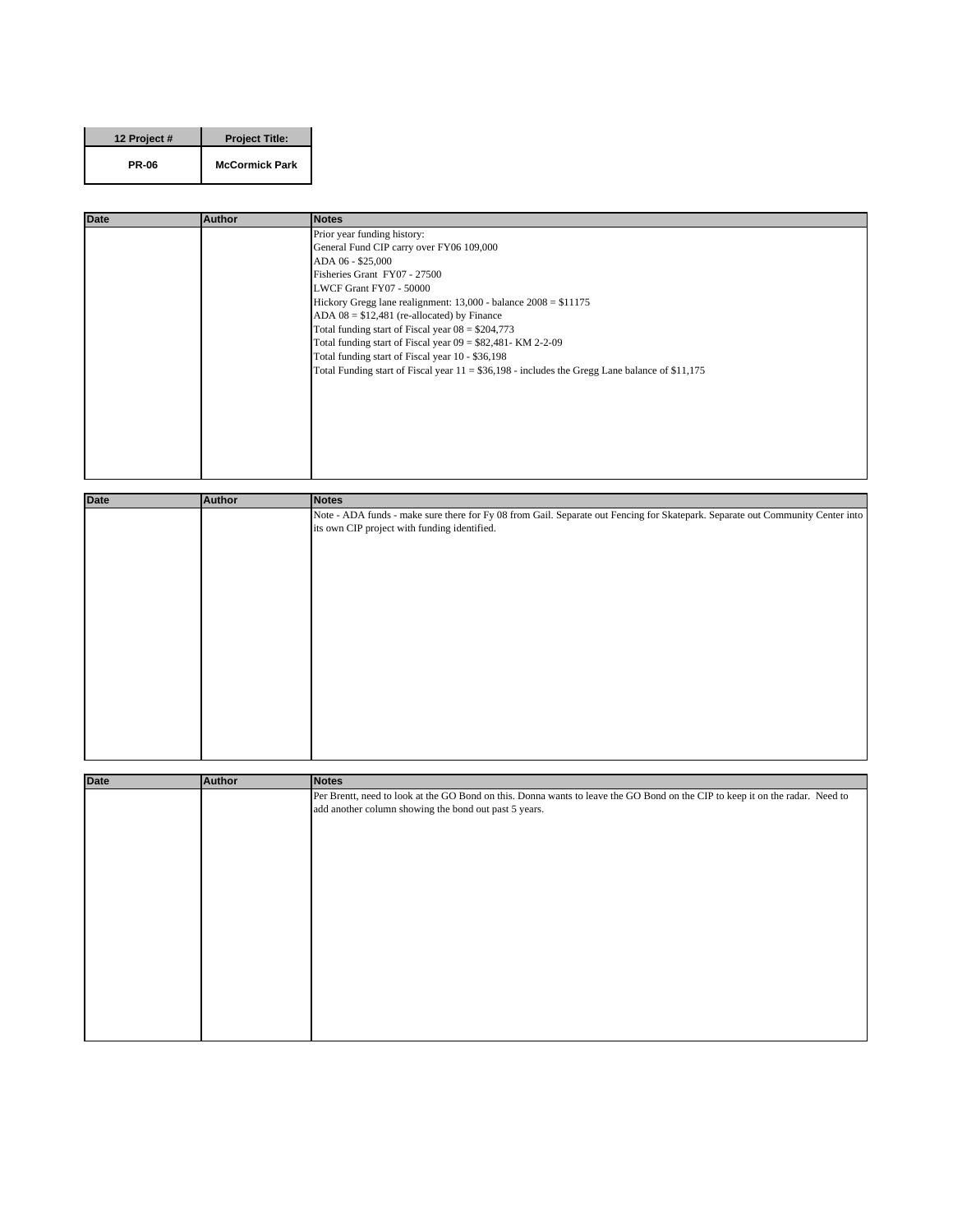| 12 Project # | Project Title: |
|---|---|
| PR-06 | McCormick Park |

| Date | Author | Notes |
|---|---|---|
| | | Prior year funding history:<br>General Fund CIP carry over FY06 109,000<br>ADA 06 - $25,000<br>Fisheries Grant FY07 - 27500<br>LWCF Grant FY07 - 50000<br>Hickory Gregg lane realignment: 13,000 - balance 2008 = $11175<br>ADA 08 = $12,481 (re-allocated) by Finance<br>Total funding start of Fiscal year 08 = $204,773<br>Total funding start of Fiscal year 09 = $82,481- KM 2-2-09<br>Total funding start of Fiscal year 10 - $36,198<br>Total Funding start of Fiscal year 11 = $36,198 - includes the Gregg Lane balance of $11,175 |

| Date | Author | Notes |
|---|---|---|
| | | Note - ADA funds - make sure there for Fy 08 from Gail. Separate out Fencing for Skatepark. Separate out Community Center into its own CIP project with funding identified. |

| Date | Author | Notes |
|---|---|---|
| | | Per Brentt, need to look at the GO Bond on this. Donna wants to leave the GO Bond on the CIP to keep it on the radar. Need to add another column showing the bond out past 5 years. |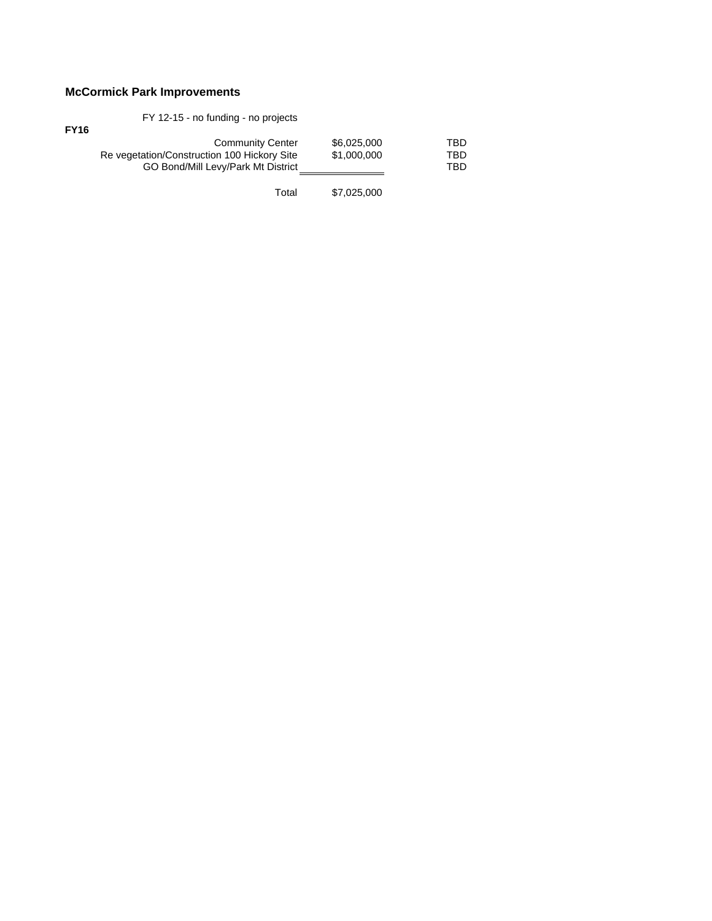## McCormick Park Improvements

FY 12-15 - no funding - no projects

**FY16**

| | | |
|---|---|---|
| Community Center | $6,025,000 | TBD |
| Re vegetation/Construction 100 Hickory Site | $1,000,000 | TBD |
| GO Bond/Mill Levy/Park Mt District | | TBD |
| Total | $7,025,000 | |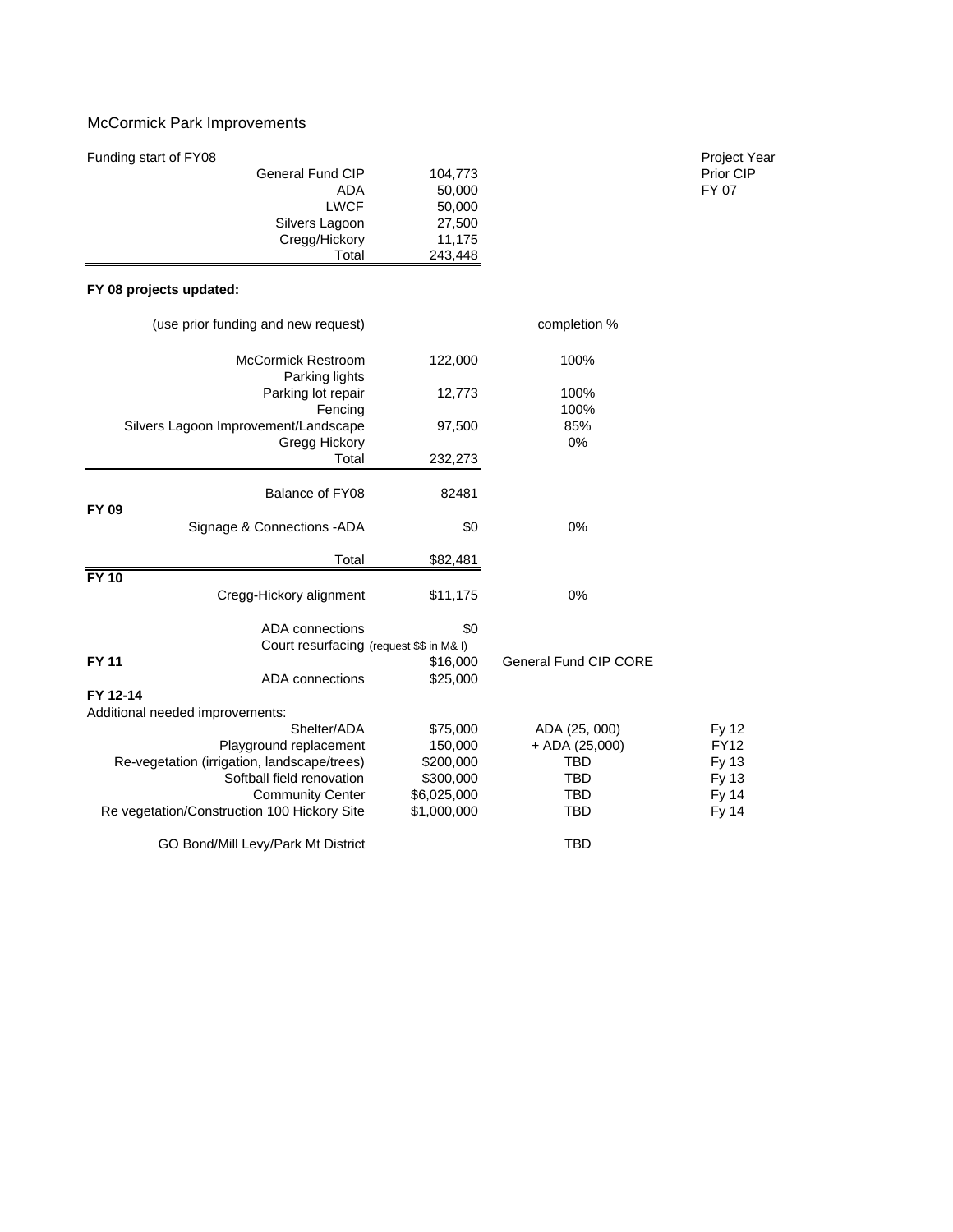# McCormick Park Improvements

| Funding start of FY08 | | | Project Year |
|---|---|---|---|
| General Fund CIP | 104,773 | | Prior CIP |
| ADA | 50,000 | | FY 07 |
| LWCF | 50,000 | | |
| Silvers Lagoon | 27,500 | | |
| Cregg/Hickory | 11,175 | | |
| Total | 243,448 | | |

**FY 08 projects updated:**

| (use prior funding and new request) | | completion % | |
|---|---|---|---|
| McCormick Restroom | 122,000 | 100% | |
| Parking lights | | | |
| Parking lot repair | 12,773 | 100% | |
| Fencing | | 100% | |
| Silvers Lagoon Improvement/Landscape | 97,500 | 85% | |
| Gregg Hickory | | 0% | |
| Total | 232,273 | | |
| Balance of FY08 | 82481 | | |
| **FY 09** | | | |
| Signage & Connections -ADA | $0 | 0% | |
| Total | $82,481 | | |
| **FY 10** | | | |
| Cregg-Hickory alignment | $11,175 | 0% | |
| ADA connections | $0 | | |
| Court resurfacing (request $$ in M& I) | | | |
| **FY 11** | $16,000 | General Fund CIP CORE | |
| ADA connections | $25,000 | | |
| **FY 12-14** | | | |
| Additional needed improvements: | | | |
| Shelter/ADA | $75,000 | ADA (25, 000) | Fy 12 |
| Playground replacement | 150,000 | + ADA (25,000) | FY12 |
| Re-vegetation (irrigation, landscape/trees) | $200,000 | TBD | Fy 13 |
| Softball field renovation | $300,000 | TBD | Fy 13 |
| Community Center | $6,025,000 | TBD | Fy 14 |
| Re vegetation/Construction 100 Hickory Site | $1,000,000 | TBD | Fy 14 |
| GO Bond/Mill Levy/Park Mt District | | TBD | |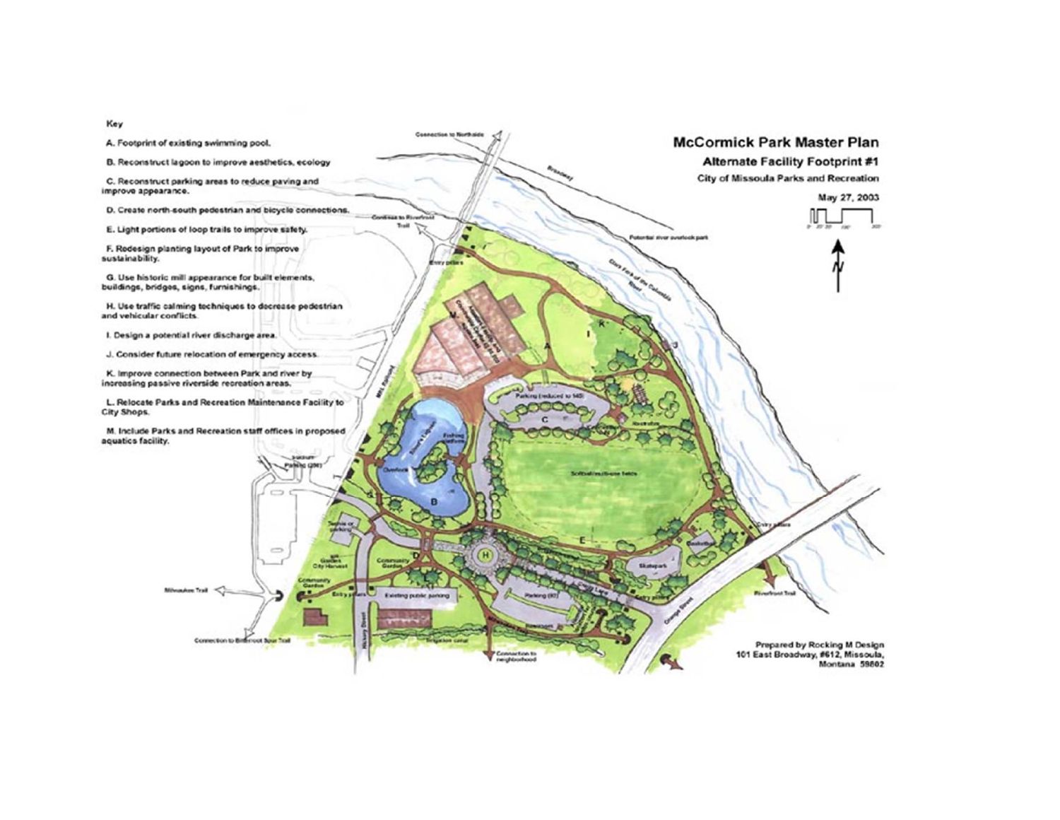# McCormick Park Master Plan

## Alternate Facility Footprint #1

City of Missoula Parks and Recreation

May 27, 2003

**Key**

A. Footprint of existing swimming pool.

B. Reconstruct lagoon to improve aesthetics, ecology

C. Reconstruct parking areas to reduce paving and improve appearance.

D. Create north-south pedestrian and bicycle connections.

E. Light portions of loop trails to improve safety.

F. Redesign planting layout of Park to improve sustainability.

G. Use historic mill appearance for built elements, buildings, bridges, signs, furnishings.

H. Use traffic calming techniques to decrease pedestrian and vehicular conflicts.

I. Design a potential river discharge area.

J. Consider future relocation of emergency access.

K. Improve connection between Park and river by increasing passive riverside recreation areas.

L. Relocate Parks and Recreation Maintenance Facility to City Shops.

M. Include Parks and Recreation staff offices in proposed aquatics facility.

Connection to Northside

Broadway

Continue to Riverfront Trail

Potential river overlook park

Clark Fork of the Columbia River

Entry pillars

Mill Pond

Parking (reduced to 145)

Softball/multi-use fields

Fishing platform

Overlook

Tennis or parking

Community Garden

City Harvest

Milwaukee Trail

Connection to Bitterroot Spur Trail

Existing public parking

Parking (87)

Skatepark

Basketball

Riverfront Trail

Orange Street

Hickory Street

Irrigation canal

Connection to neighborhood

Prepared by Rocking M Design
101 East Broadway, #612, Missoula, Montana 59802